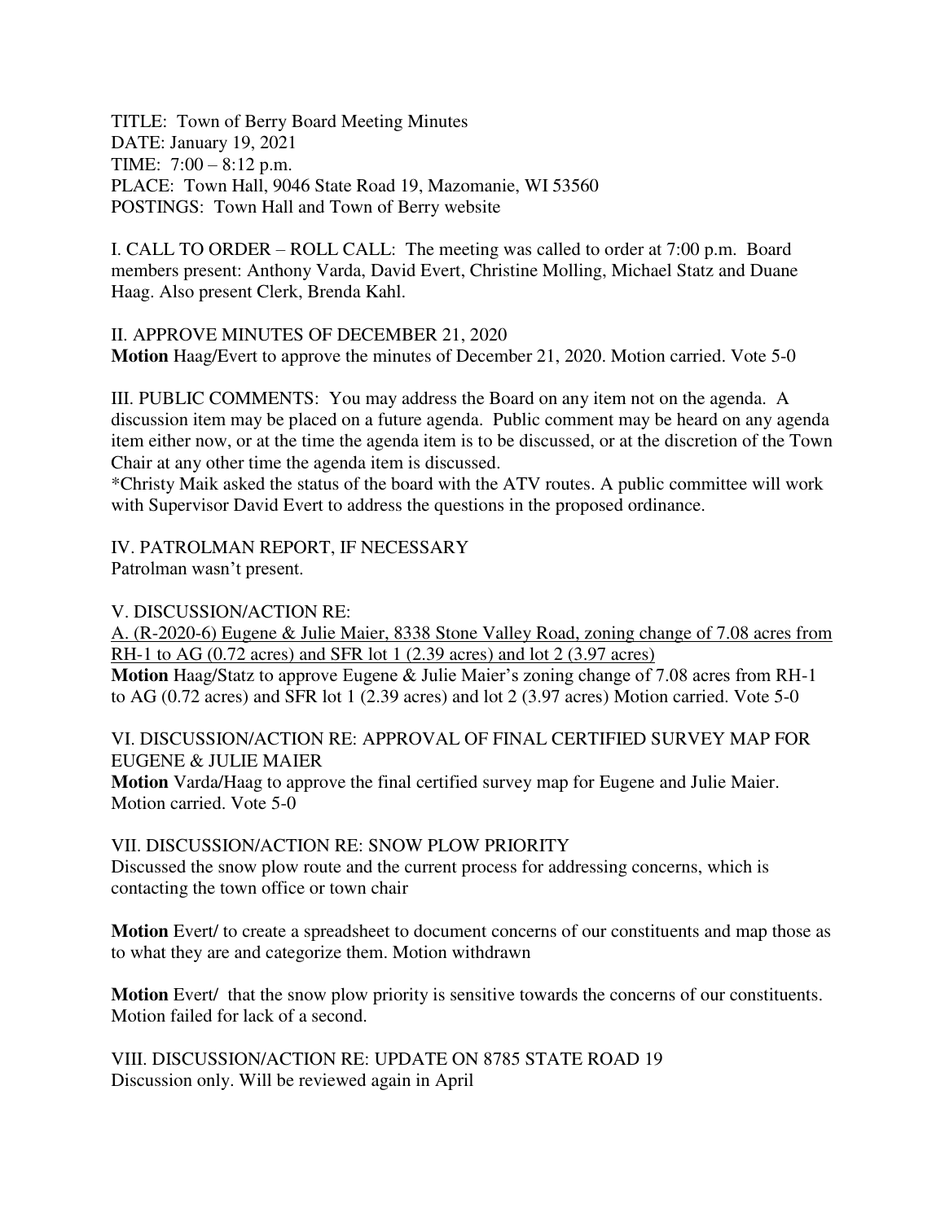TITLE: Town of Berry Board Meeting Minutes
DATE: January 19, 2021
TIME: 7:00 – 8:12 p.m.
PLACE: Town Hall, 9046 State Road 19, Mazomanie, WI 53560
POSTINGS: Town Hall and Town of Berry website

I. CALL TO ORDER – ROLL CALL: The meeting was called to order at 7:00 p.m. Board members present: Anthony Varda, David Evert, Christine Molling, Michael Statz and Duane Haag. Also present Clerk, Brenda Kahl.

II. APPROVE MINUTES OF DECEMBER 21, 2020
**Motion** Haag/Evert to approve the minutes of December 21, 2020. Motion carried. Vote 5-0

III. PUBLIC COMMENTS: You may address the Board on any item not on the agenda. A discussion item may be placed on a future agenda. Public comment may be heard on any agenda item either now, or at the time the agenda item is to be discussed, or at the discretion of the Town Chair at any other time the agenda item is discussed.
*Christy Maik asked the status of the board with the ATV routes. A public committee will work with Supervisor David Evert to address the questions in the proposed ordinance.

IV. PATROLMAN REPORT, IF NECESSARY
Patrolman wasn't present.

V. DISCUSSION/ACTION RE:
<u>A. (R-2020-6) Eugene & Julie Maier, 8338 Stone Valley Road, zoning change of 7.08 acres from RH-1 to AG (0.72 acres) and SFR lot 1 (2.39 acres) and lot 2 (3.97 acres)</u>
**Motion** Haag/Statz to approve Eugene & Julie Maier's zoning change of 7.08 acres from RH-1 to AG (0.72 acres) and SFR lot 1 (2.39 acres) and lot 2 (3.97 acres) Motion carried. Vote 5-0

VI. DISCUSSION/ACTION RE: APPROVAL OF FINAL CERTIFIED SURVEY MAP FOR EUGENE & JULIE MAIER
**Motion** Varda/Haag to approve the final certified survey map for Eugene and Julie Maier. Motion carried. Vote 5-0

VII. DISCUSSION/ACTION RE: SNOW PLOW PRIORITY
Discussed the snow plow route and the current process for addressing concerns, which is contacting the town office or town chair

**Motion** Evert/ to create a spreadsheet to document concerns of our constituents and map those as to what they are and categorize them. Motion withdrawn

**Motion** Evert/ that the snow plow priority is sensitive towards the concerns of our constituents. Motion failed for lack of a second.

VIII. DISCUSSION/ACTION RE: UPDATE ON 8785 STATE ROAD 19
Discussion only. Will be reviewed again in April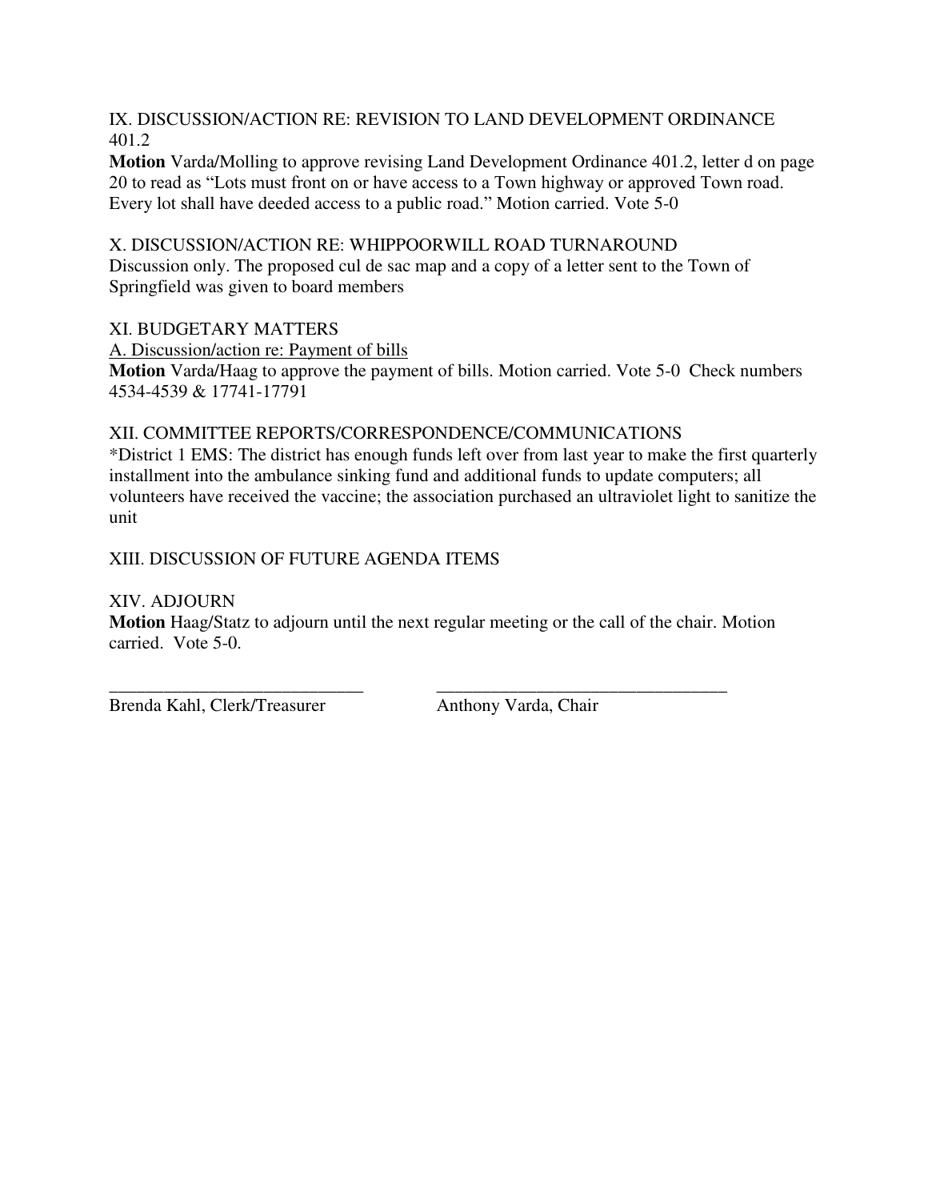IX. DISCUSSION/ACTION RE: REVISION TO LAND DEVELOPMENT ORDINANCE 401.2

**Motion** Varda/Molling to approve revising Land Development Ordinance 401.2, letter d on page 20 to read as "Lots must front on or have access to a Town highway or approved Town road. Every lot shall have deeded access to a public road." Motion carried. Vote 5-0

X. DISCUSSION/ACTION RE: WHIPPOORWILL ROAD TURNAROUND

Discussion only. The proposed cul de sac map and a copy of a letter sent to the Town of Springfield was given to board members

XI. BUDGETARY MATTERS

A. Discussion/action re: Payment of bills

**Motion** Varda/Haag to approve the payment of bills. Motion carried. Vote 5-0 Check numbers 4534-4539 & 17741-17791

XII. COMMITTEE REPORTS/CORRESPONDENCE/COMMUNICATIONS

*District 1 EMS: The district has enough funds left over from last year to make the first quarterly installment into the ambulance sinking fund and additional funds to update computers; all volunteers have received the vaccine; the association purchased an ultraviolet light to sanitize the unit

XIII. DISCUSSION OF FUTURE AGENDA ITEMS

XIV. ADJOURN

**Motion** Haag/Statz to adjourn until the next regular meeting or the call of the chair. Motion carried. Vote 5-0.

____________________________ ________________________________

Brenda Kahl, Clerk/Treasurer Anthony Varda, Chair